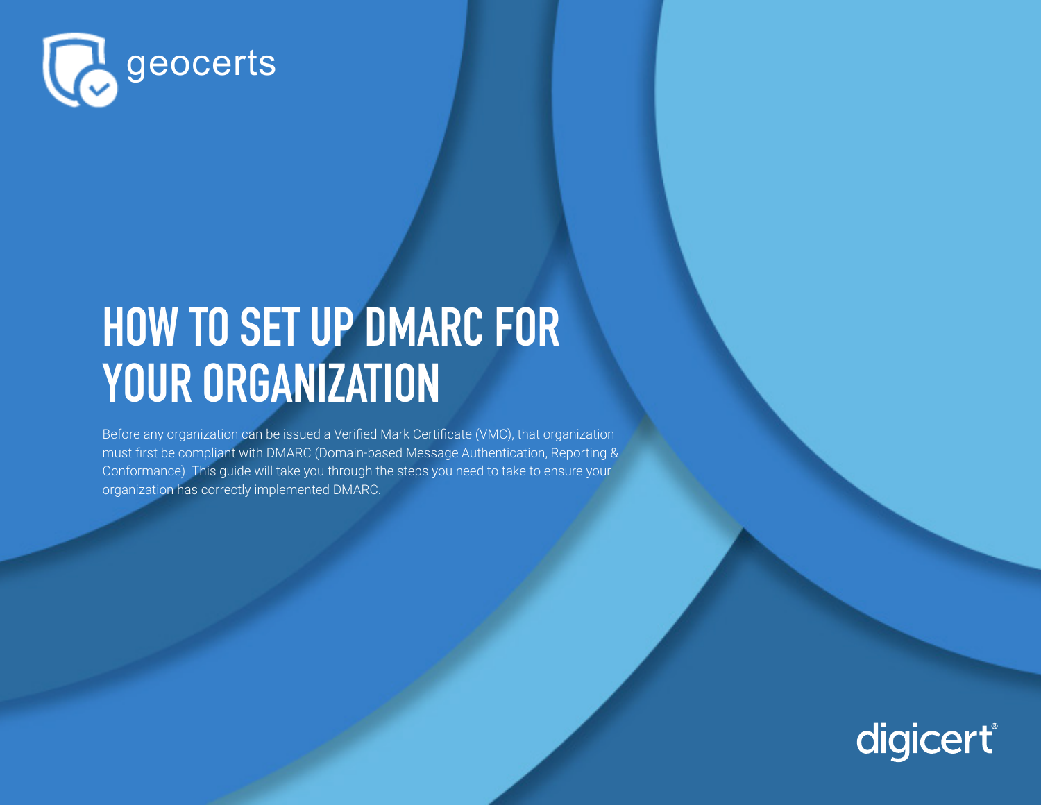geocerts

# HOW TO SET UP DMARC FOR YOUR ORGANIZATION

Before any organization can be issued a Verified Mark Certificate (VMC), that organization must first be compliant with DMARC (Domain-based Message Authentication, Reporting & Conformance). This guide will take you through the steps you need to take to ensure your organization has correctly implemented DMARC.

digicert®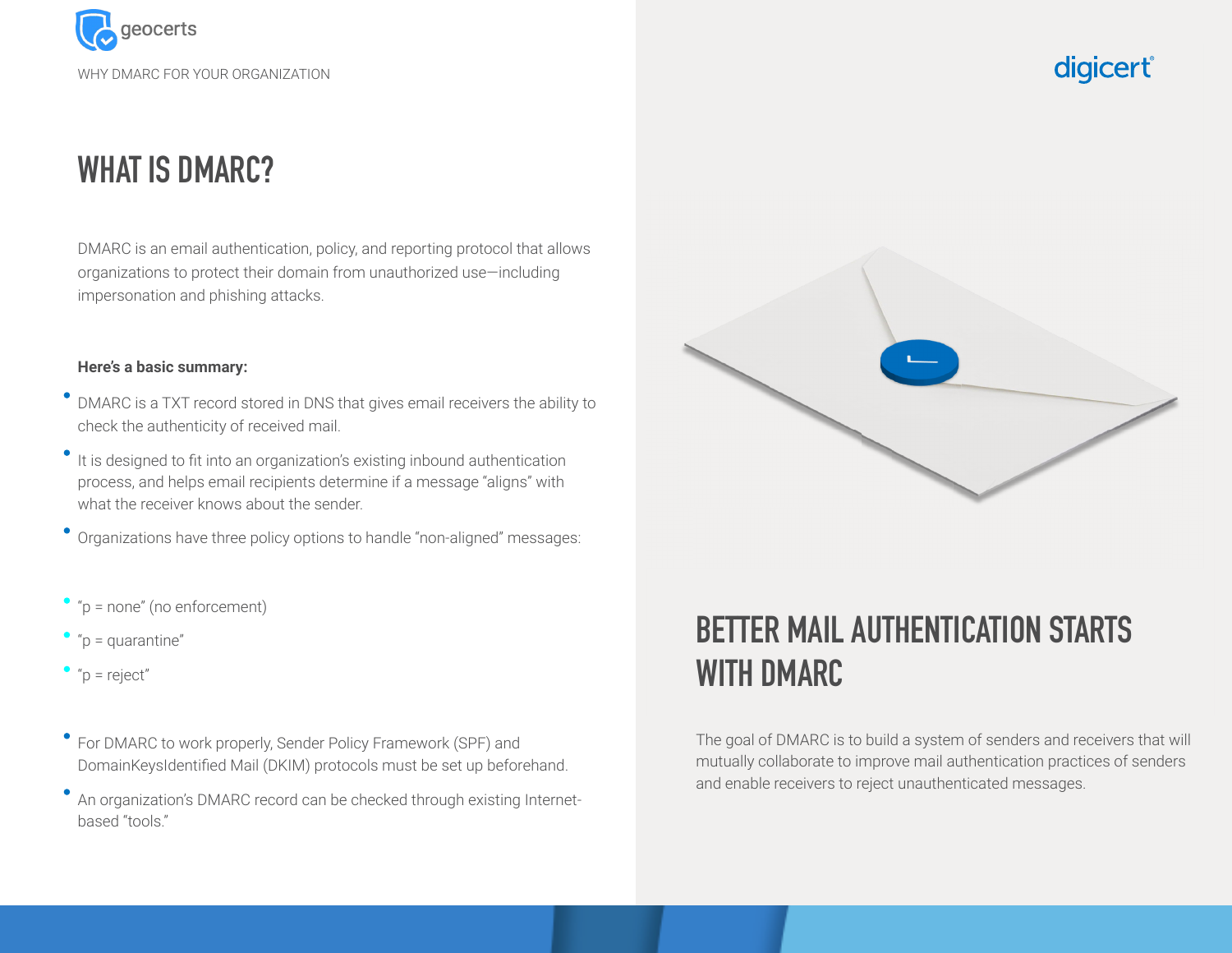# WHAT IS DMARC?

DMARC is an email authentication, policy, and reporting protocol that allows organizations to protect their domain from unauthorized use—including impersonation and phishing attacks.

**Here's a basic summary:**

- DMARC is a TXT record stored in DNS that gives email receivers the ability to check the authenticity of received mail.
- It is designed to fit into an organization's existing inbound authentication process, and helps email recipients determine if a message "aligns" with what the receiver knows about the sender.
- Organizations have three policy options to handle "non-aligned" messages:
  - "p = none" (no enforcement)
  - "p = quarantine"
  - "p = reject"
- For DMARC to work properly, Sender Policy Framework (SPF) and DomainKeysIdentified Mail (DKIM) protocols must be set up beforehand.
- An organization's DMARC record can be checked through existing Internet-based "tools."

## BETTER MAIL AUTHENTICATION STARTS WITH DMARC

The goal of DMARC is to build a system of senders and receivers that will mutually collaborate to improve mail authentication practices of senders and enable receivers to reject unauthenticated messages.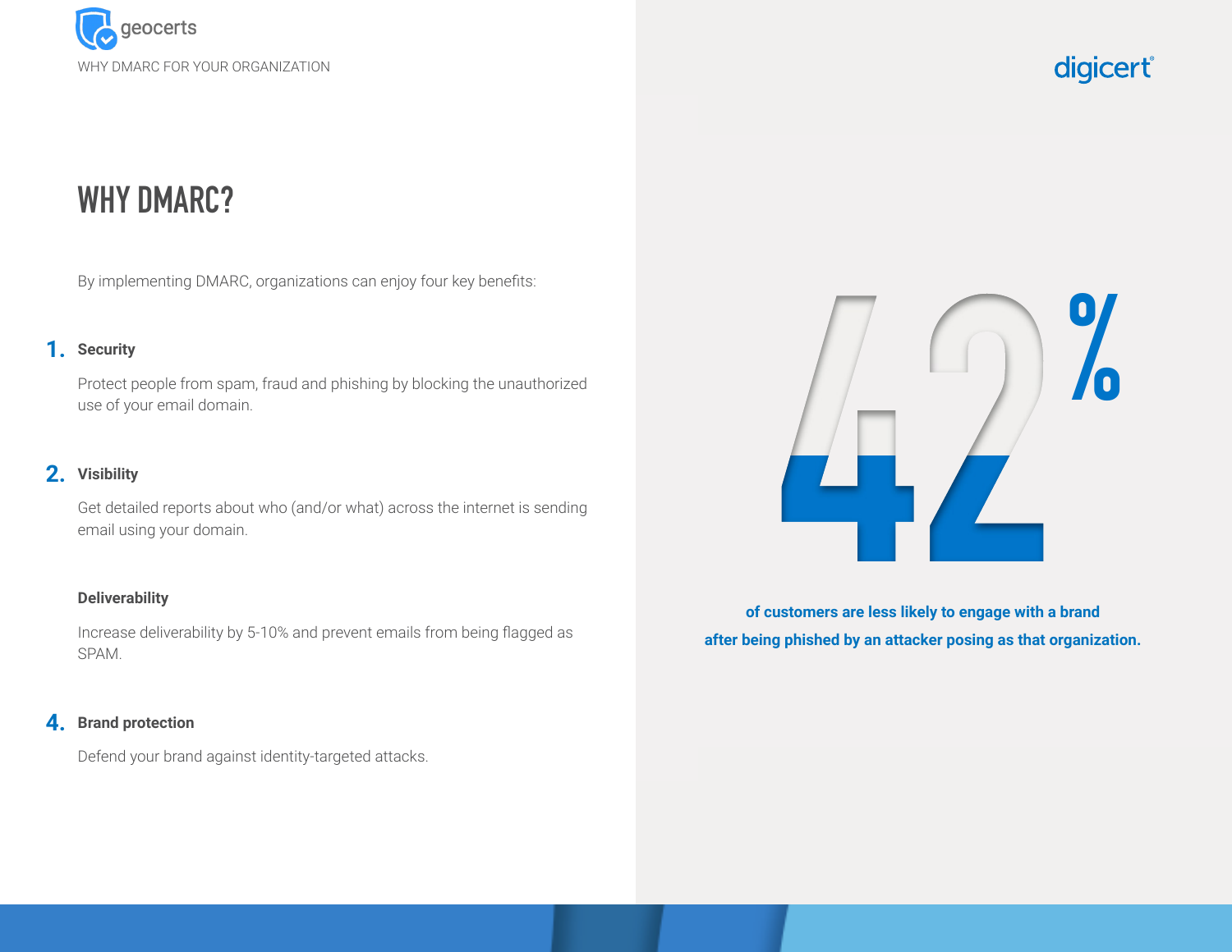# WHY DMARC?

By implementing DMARC, organizations can enjoy four key benefits:

1. **Security**

   Protect people from spam, fraud and phishing by blocking the unauthorized use of your email domain.

2. **Visibility**

   Get detailed reports about who (and/or what) across the internet is sending email using your domain.

3. **Deliverability**

   Increase deliverability by 5-10% and prevent emails from being flagged as SPAM.

4. **Brand protection**

   Defend your brand against identity-targeted attacks.

**42%**

**of customers are less likely to engage with a brand after being phished by an attacker posing as that organization.**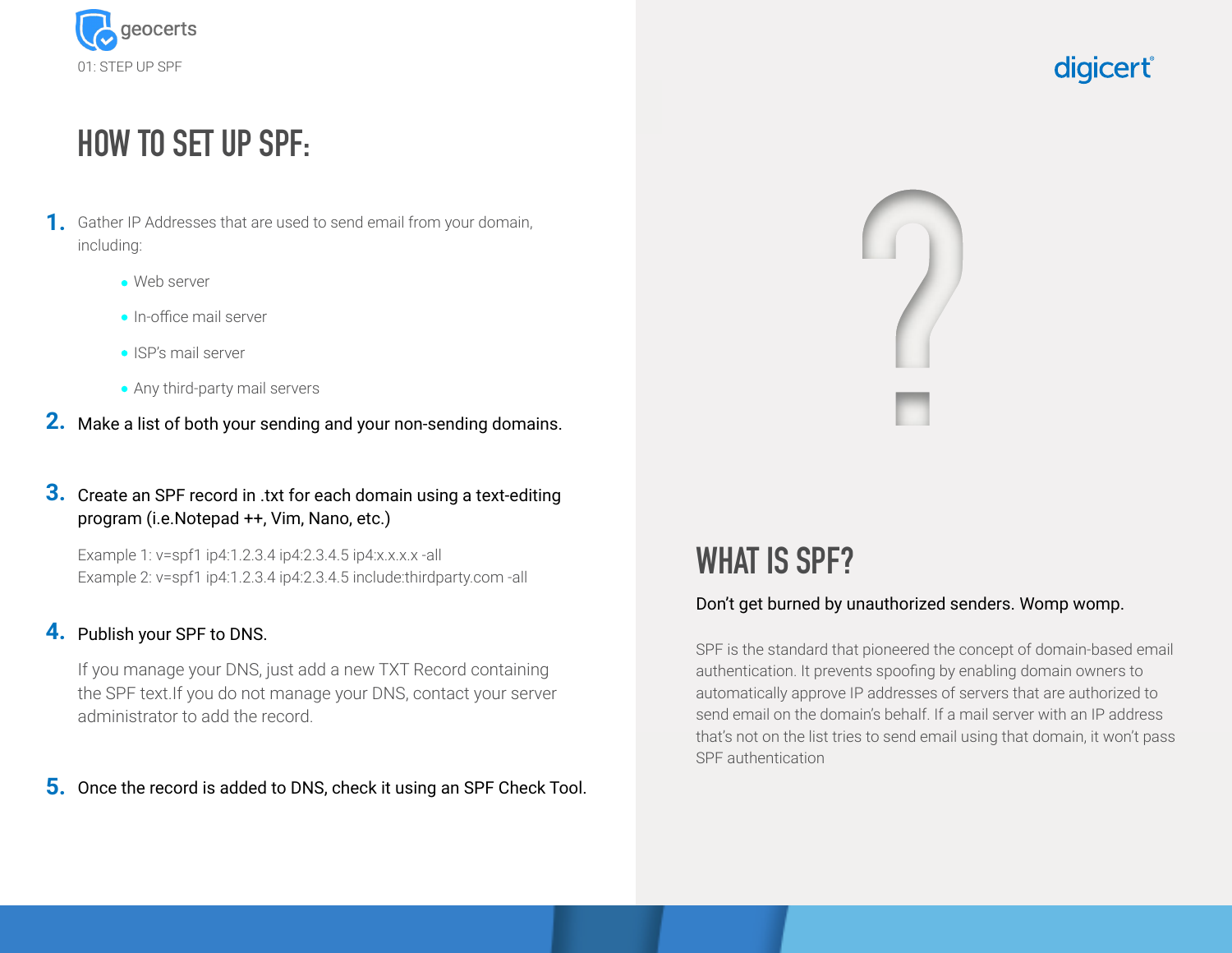01: STEP UP SPF

# HOW TO SET UP SPF:

1. Gather IP Addresses that are used to send email from your domain, including:
   - Web server
   - In-office mail server
   - ISP's mail server
   - Any third-party mail servers
2. Make a list of both your sending and your non-sending domains.
3. Create an SPF record in .txt for each domain using a text-editing program (i.e.Notepad ++, Vim, Nano, etc.)

   Example 1: v=spf1 ip4:1.2.3.4 ip4:2.3.4.5 ip4:x.x.x.x -all
   Example 2: v=spf1 ip4:1.2.3.4 ip4:2.3.4.5 include:thirdparty.com -all
4. Publish your SPF to DNS.

   If you manage your DNS, just add a new TXT Record containing the SPF text.If you do not manage your DNS, contact your server administrator to add the record.
5. Once the record is added to DNS, check it using an SPF Check Tool.

# WHAT IS SPF?

Don't get burned by unauthorized senders. Womp womp.

SPF is the standard that pioneered the concept of domain-based email authentication. It prevents spoofing by enabling domain owners to automatically approve IP addresses of servers that are authorized to send email on the domain's behalf. If a mail server with an IP address that's not on the list tries to send email using that domain, it won't pass SPF authentication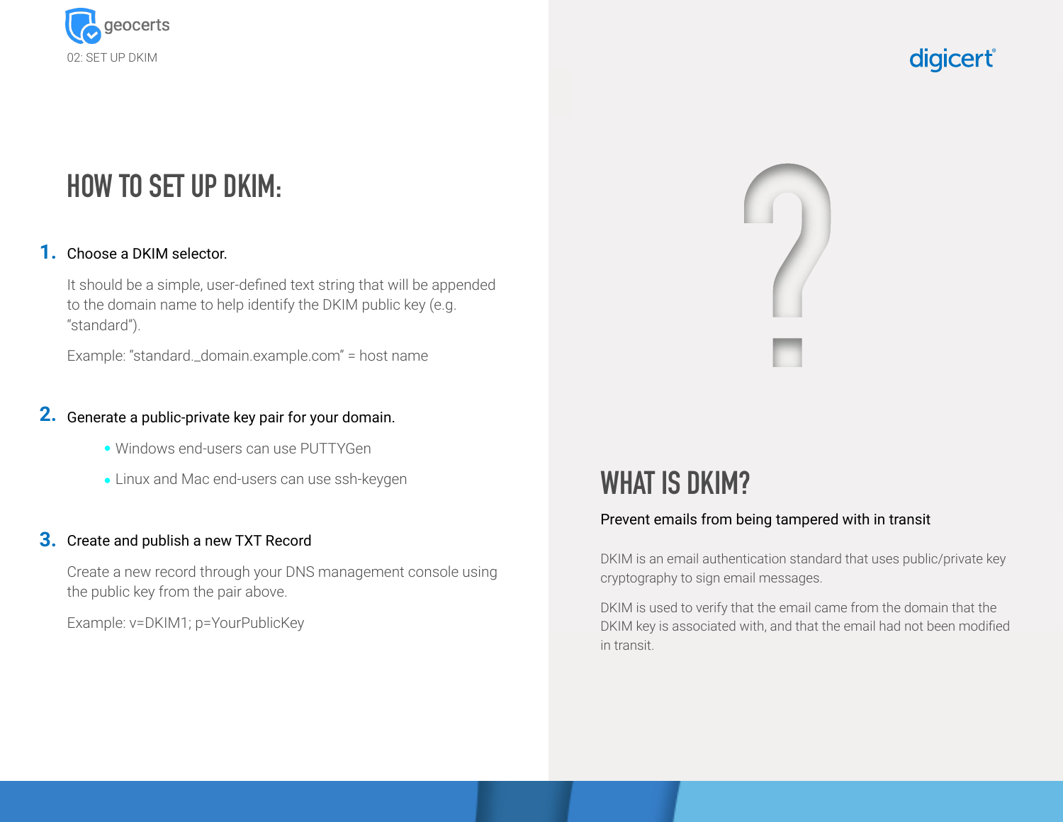# HOW TO SET UP DKIM:

1. Choose a DKIM selector.

   It should be a simple, user-defined text string that will be appended to the domain name to help identify the DKIM public key (e.g. "standard").

   Example: "standard._domain.example.com" = host name

2. Generate a public-private key pair for your domain.

   - Windows end-users can use PUTTYGen
   - Linux and Mac end-users can use ssh-keygen

3. Create and publish a new TXT Record

   Create a new record through your DNS management console using the public key from the pair above.

   Example: v=DKIM1; p=YourPublicKey

# WHAT IS DKIM?

Prevent emails from being tampered with in transit

DKIM is an email authentication standard that uses public/private key cryptography to sign email messages.

DKIM is used to verify that the email came from the domain that the DKIM key is associated with, and that the email had not been modified in transit.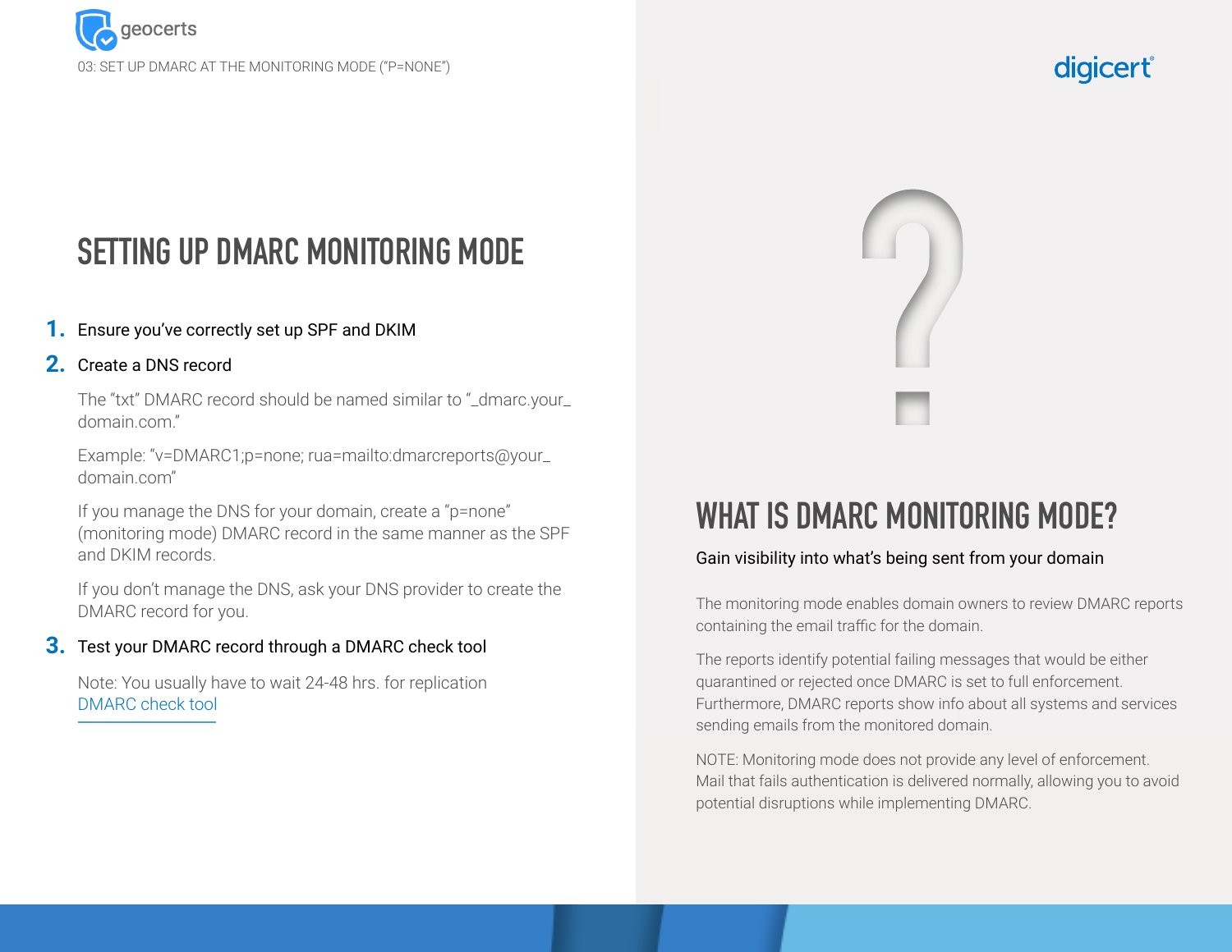# SETTING UP DMARC MONITORING MODE

1. Ensure you've correctly set up SPF and DKIM
2. Create a DNS record

   The "txt" DMARC record should be named similar to "_dmarc.your_domain.com."

   Example: "v=DMARC1;p=none; rua=mailto:dmarcreports@your_domain.com"

   If you manage the DNS for your domain, create a "p=none" (monitoring mode) DMARC record in the same manner as the SPF and DKIM records.

   If you don't manage the DNS, ask your DNS provider to create the DMARC record for you.

3. Test your DMARC record through a DMARC check tool

   Note: You usually have to wait 24-48 hrs. for replication
   DMARC check tool

# WHAT IS DMARC MONITORING MODE?

Gain visibility into what's being sent from your domain

The monitoring mode enables domain owners to review DMARC reports containing the email traffic for the domain.

The reports identify potential failing messages that would be either quarantined or rejected once DMARC is set to full enforcement. Furthermore, DMARC reports show info about all systems and services sending emails from the monitored domain.

NOTE: Monitoring mode does not provide any level of enforcement. Mail that fails authentication is delivered normally, allowing you to avoid potential disruptions while implementing DMARC.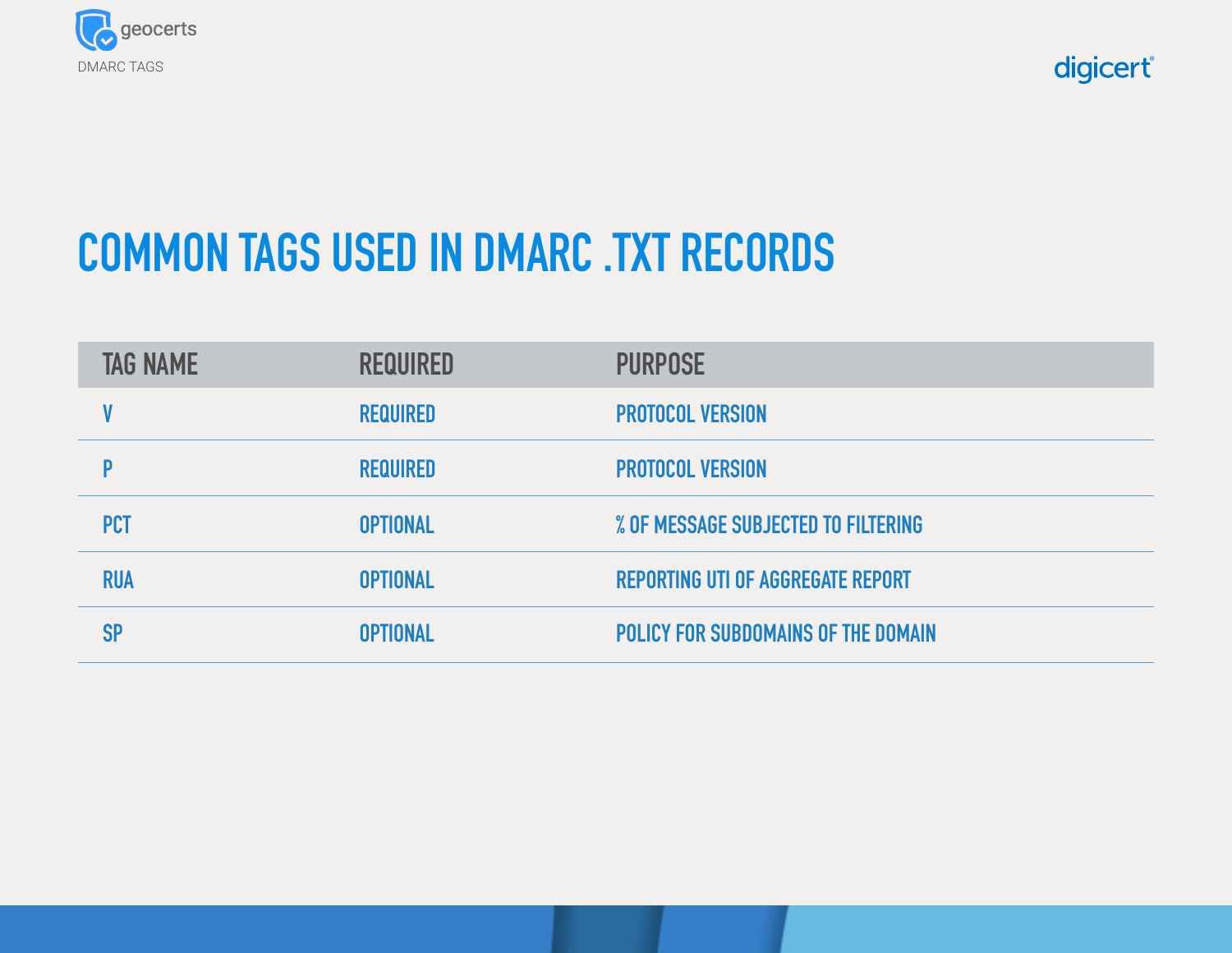# COMMON TAGS USED IN DMARC .TXT RECORDS

| TAG NAME | REQUIRED | PURPOSE |
| --- | --- | --- |
| V | REQUIRED | PROTOCOL VERSION |
| P | REQUIRED | PROTOCOL VERSION |
| PCT | OPTIONAL | % OF MESSAGE SUBJECTED TO FILTERING |
| RUA | OPTIONAL | REPORTING UTI OF AGGREGATE REPORT |
| SP | OPTIONAL | POLICY FOR SUBDOMAINS OF THE DOMAIN |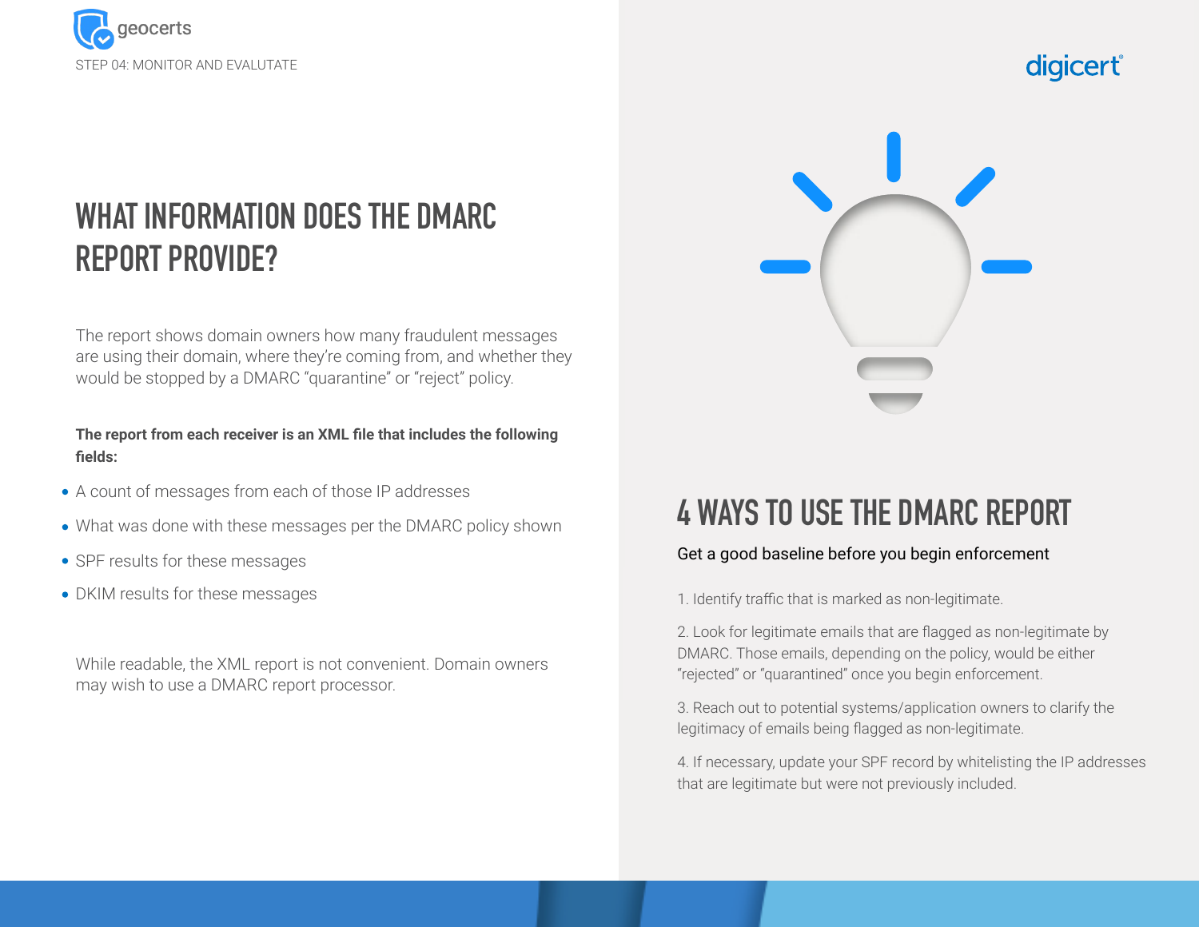STEP 04: MONITOR AND EVALUTATE

# WHAT INFORMATION DOES THE DMARC REPORT PROVIDE?

The report shows domain owners how many fraudulent messages are using their domain, where they're coming from, and whether they would be stopped by a DMARC "quarantine" or "reject" policy.

**The report from each receiver is an XML file that includes the following fields:**

- A count of messages from each of those IP addresses
- What was done with these messages per the DMARC policy shown
- SPF results for these messages
- DKIM results for these messages

While readable, the XML report is not convenient. Domain owners may wish to use a DMARC report processor.

# 4 WAYS TO USE THE DMARC REPORT

Get a good baseline before you begin enforcement

1. Identify traffic that is marked as non-legitimate.

2. Look for legitimate emails that are flagged as non-legitimate by DMARC. Those emails, depending on the policy, would be either "rejected" or "quarantined" once you begin enforcement.

3. Reach out to potential systems/application owners to clarify the legitimacy of emails being flagged as non-legitimate.

4. If necessary, update your SPF record by whitelisting the IP addresses that are legitimate but were not previously included.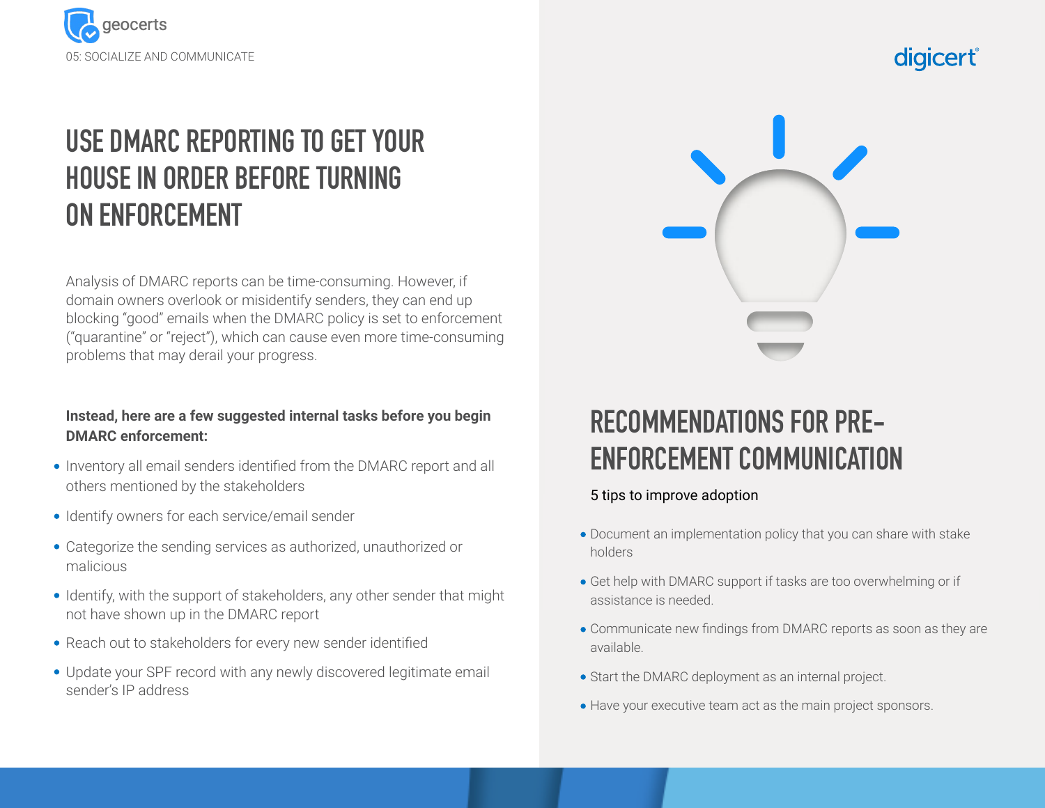05: SOCIALIZE AND COMMUNICATE

# USE DMARC REPORTING TO GET YOUR HOUSE IN ORDER BEFORE TURNING ON ENFORCEMENT

Analysis of DMARC reports can be time-consuming. However, if domain owners overlook or misidentify senders, they can end up blocking “good” emails when the DMARC policy is set to enforcement (“quarantine” or “reject”), which can cause even more time-consuming problems that may derail your progress.

**Instead, here are a few suggested internal tasks before you begin DMARC enforcement:**

- Inventory all email senders identified from the DMARC report and all others mentioned by the stakeholders
- Identify owners for each service/email sender
- Categorize the sending services as authorized, unauthorized or malicious
- Identify, with the support of stakeholders, any other sender that might not have shown up in the DMARC report
- Reach out to stakeholders for every new sender identified
- Update your SPF record with any newly discovered legitimate email sender’s IP address

# RECOMMENDATIONS FOR PRE-ENFORCEMENT COMMUNICATION

5 tips to improve adoption

- Document an implementation policy that you can share with stake holders
- Get help with DMARC support if tasks are too overwhelming or if assistance is needed.
- Communicate new findings from DMARC reports as soon as they are available.
- Start the DMARC deployment as an internal project.
- Have your executive team act as the main project sponsors.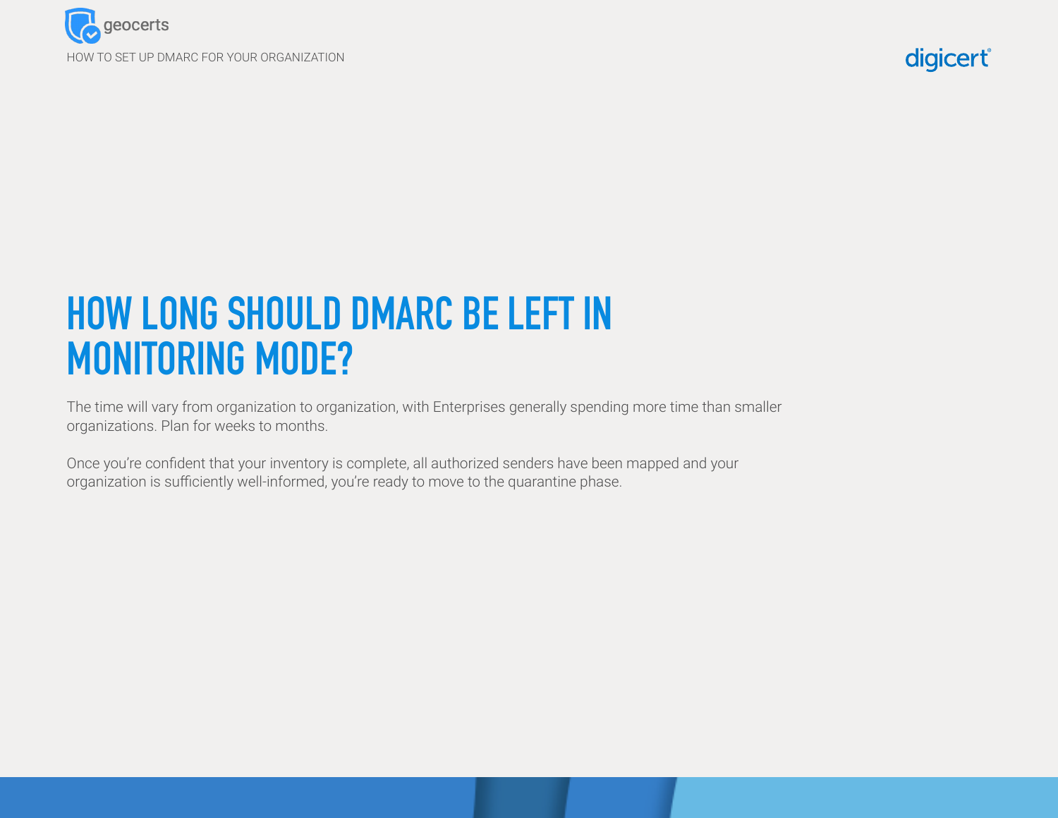# HOW LONG SHOULD DMARC BE LEFT IN MONITORING MODE?

The time will vary from organization to organization, with Enterprises generally spending more time than smaller organizations. Plan for weeks to months.

Once you're confident that your inventory is complete, all authorized senders have been mapped and your organization is sufficiently well-informed, you're ready to move to the quarantine phase.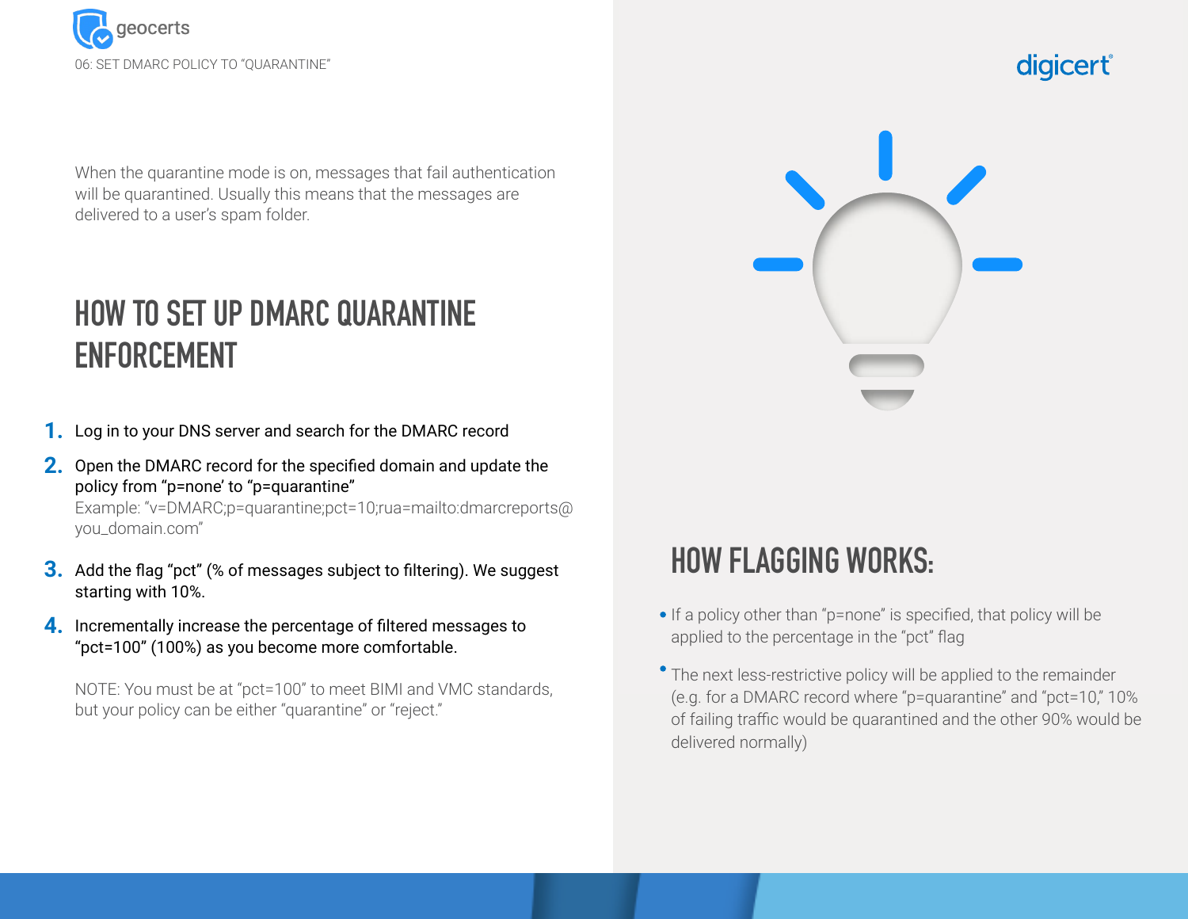## 06: SET DMARC POLICY TO "QUARANTINE"

When the quarantine mode is on, messages that fail authentication will be quarantined. Usually this means that the messages are delivered to a user's spam folder.

## HOW TO SET UP DMARC QUARANTINE ENFORCEMENT

1. Log in to your DNS server and search for the DMARC record
2. Open the DMARC record for the specified domain and update the policy from "p=none' to "p=quarantine"
   Example: "v=DMARC;p=quarantine;pct=10;rua=mailto:dmarcreports@you_domain.com"
3. Add the flag "pct" (% of messages subject to filtering). We suggest starting with 10%.
4. Incrementally increase the percentage of filtered messages to "pct=100" (100%) as you become more comfortable.

NOTE: You must be at "pct=100" to meet BIMI and VMC standards, but your policy can be either "quarantine" or "reject."

## HOW FLAGGING WORKS:

- If a policy other than "p=none" is specified, that policy will be applied to the percentage in the "pct" flag
- The next less-restrictive policy will be applied to the remainder (e.g. for a DMARC record where "p=quarantine" and "pct=10," 10% of failing traffic would be quarantined and the other 90% would be delivered normally)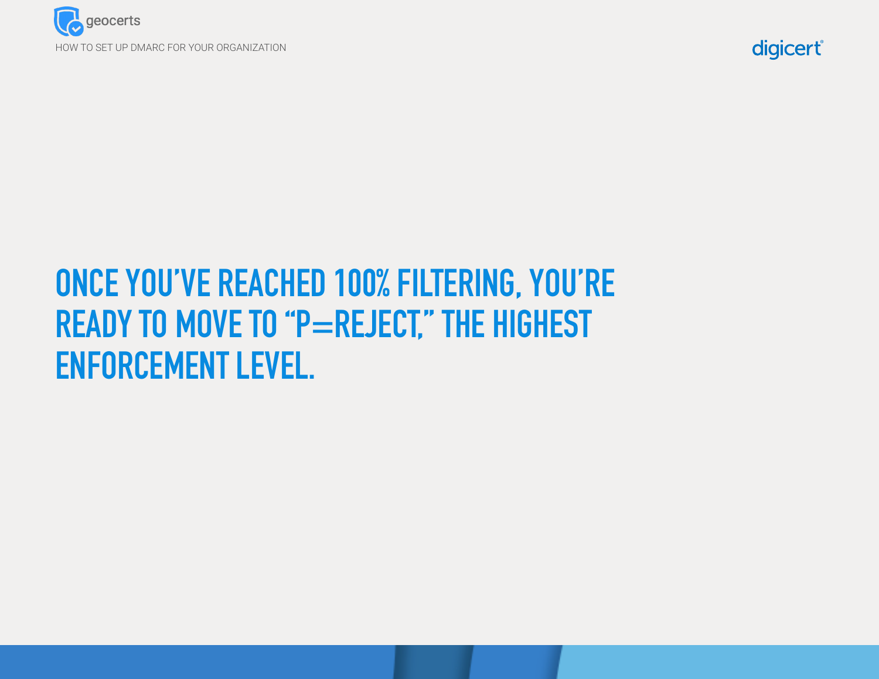# ONCE YOU'VE REACHED 100% FILTERING, YOU'RE READY TO MOVE TO "P=REJECT," THE HIGHEST ENFORCEMENT LEVEL.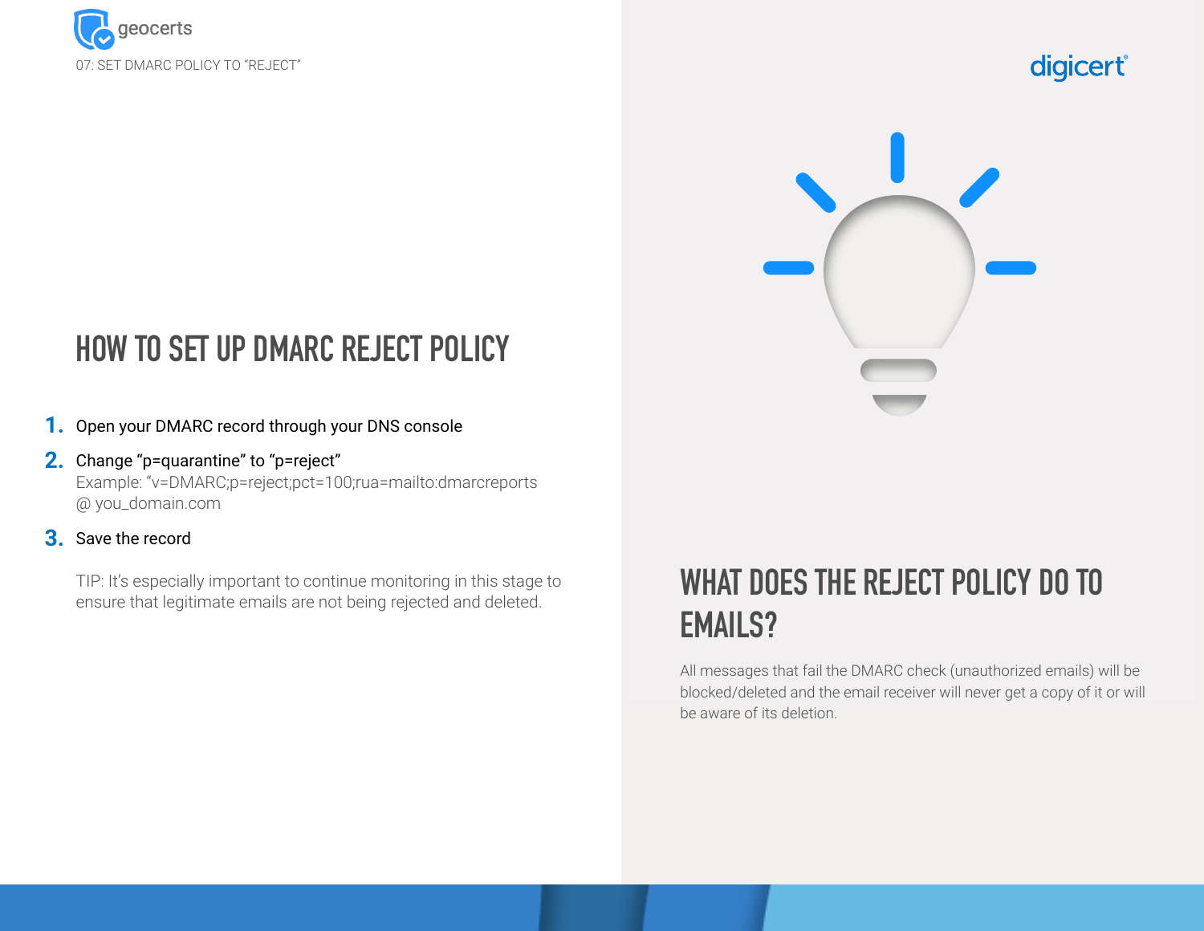## HOW TO SET UP DMARC REJECT POLICY

1. Open your DMARC record through your DNS console
2. Change “p=quarantine” to “p=reject”
   Example: “v=DMARC;p=reject;pct=100;rua=mailto:dmarcreports @ you_domain.com
3. Save the record

TIP: It’s especially important to continue monitoring in this stage to ensure that legitimate emails are not being rejected and deleted.

## WHAT DOES THE REJECT POLICY DO TO EMAILS?

All messages that fail the DMARC check (unauthorized emails) will be blocked/deleted and the email receiver will never get a copy of it or will be aware of its deletion.